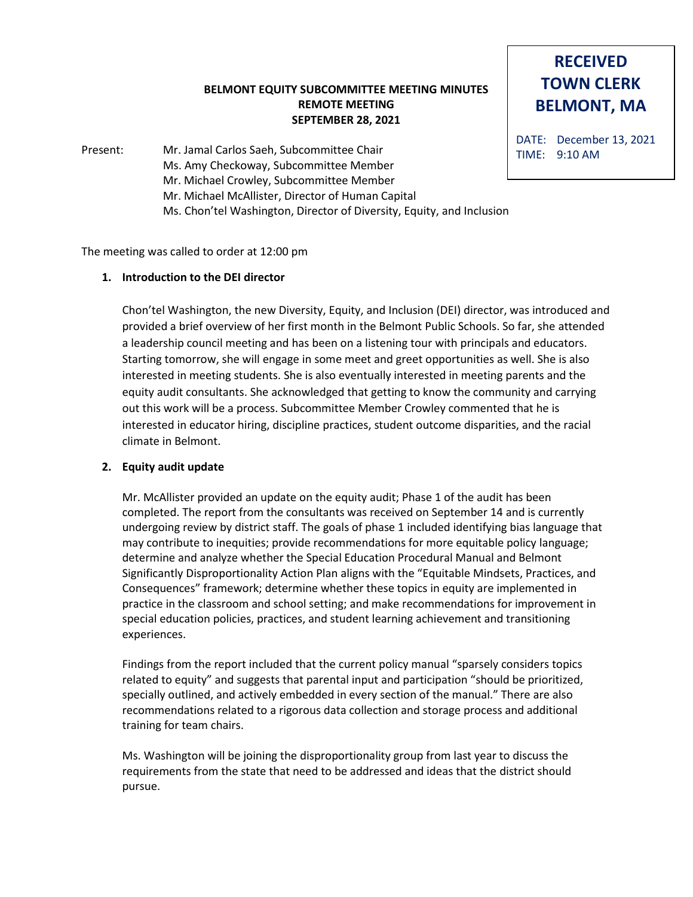**RECEIVED**
**TOWN CLERK**
**BELMONT, MA**

DATE: December 13, 2021
TIME: 9:10 AM

# BELMONT EQUITY SUBCOMMITTEE MEETING MINUTES
## REMOTE MEETING
## SEPTEMBER 28, 2021

Present:
- Mr. Jamal Carlos Saeh, Subcommittee Chair
- Ms. Amy Checkoway, Subcommittee Member
- Mr. Michael Crowley, Subcommittee Member
- Mr. Michael McAllister, Director of Human Capital
- Ms. Chon'tel Washington, Director of Diversity, Equity, and Inclusion

The meeting was called to order at 12:00 pm

1. **Introduction to the DEI director**

   Chon'tel Washington, the new Diversity, Equity, and Inclusion (DEI) director, was introduced and provided a brief overview of her first month in the Belmont Public Schools. So far, she attended a leadership council meeting and has been on a listening tour with principals and educators. Starting tomorrow, she will engage in some meet and greet opportunities as well. She is also interested in meeting students. She is also eventually interested in meeting parents and the equity audit consultants. She acknowledged that getting to know the community and carrying out this work will be a process. Subcommittee Member Crowley commented that he is interested in educator hiring, discipline practices, student outcome disparities, and the racial climate in Belmont.

2. **Equity audit update**

   Mr. McAllister provided an update on the equity audit; Phase 1 of the audit has been completed. The report from the consultants was received on September 14 and is currently undergoing review by district staff. The goals of phase 1 included identifying bias language that may contribute to inequities; provide recommendations for more equitable policy language; determine and analyze whether the Special Education Procedural Manual and Belmont Significantly Disproportionality Action Plan aligns with the "Equitable Mindsets, Practices, and Consequences" framework; determine whether these topics in equity are implemented in practice in the classroom and school setting; and make recommendations for improvement in special education policies, practices, and student learning achievement and transitioning experiences.

   Findings from the report included that the current policy manual "sparsely considers topics related to equity" and suggests that parental input and participation "should be prioritized, specially outlined, and actively embedded in every section of the manual." There are also recommendations related to a rigorous data collection and storage process and additional training for team chairs.

   Ms. Washington will be joining the disproportionality group from last year to discuss the requirements from the state that need to be addressed and ideas that the district should pursue.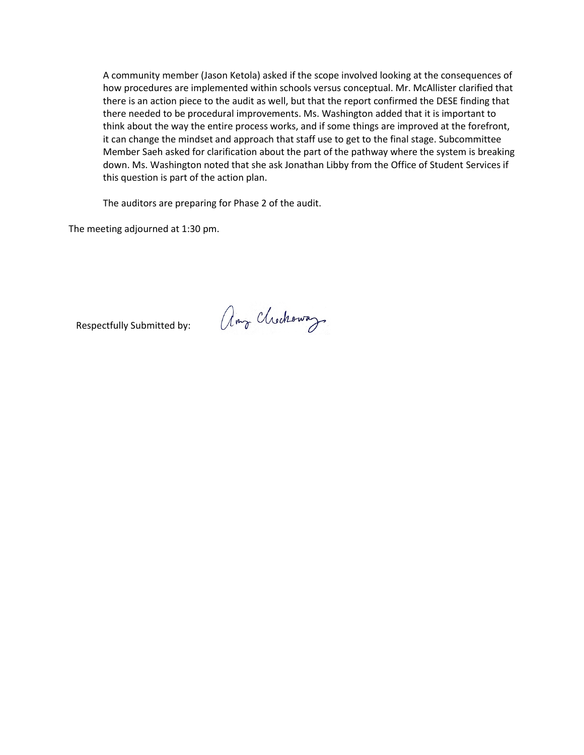A community member (Jason Ketola) asked if the scope involved looking at the consequences of how procedures are implemented within schools versus conceptual. Mr. McAllister clarified that there is an action piece to the audit as well, but that the report confirmed the DESE finding that there needed to be procedural improvements. Ms. Washington added that it is important to think about the way the entire process works, and if some things are improved at the forefront, it can change the mindset and approach that staff use to get to the final stage. Subcommittee Member Saeh asked for clarification about the part of the pathway where the system is breaking down. Ms. Washington noted that she ask Jonathan Libby from the Office of Student Services if this question is part of the action plan.

The auditors are preparing for Phase 2 of the audit.

The meeting adjourned at 1:30 pm.

Respectfully Submitted by: Amy Checkoway